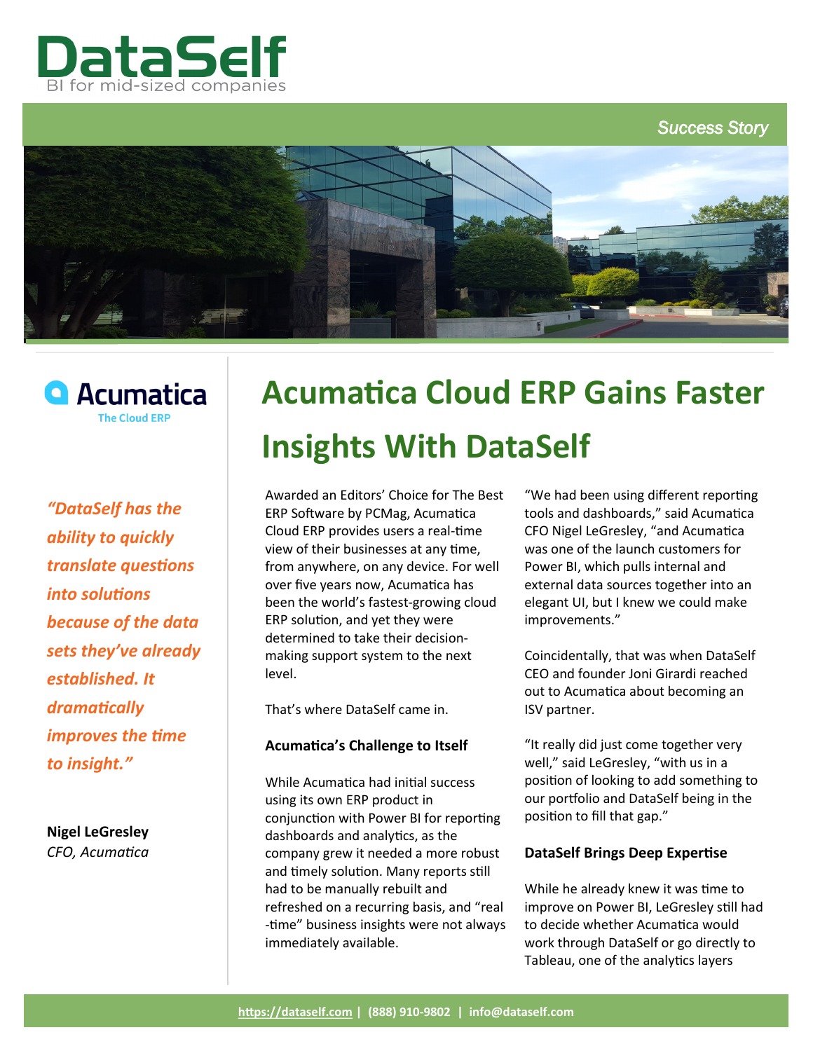# DataSelf

BI for mid-sized companies

*Success Story*

Acumatica
The Cloud ERP

*"DataSelf has the ability to quickly translate questions into solutions because of the data sets they've already established. It dramatically improves the time to insight."*

**Nigel LeGresley**
*CFO, Acumatica*

# Acumatica Cloud ERP Gains Faster Insights With DataSelf

Awarded an Editors' Choice for The Best ERP Software by PCMag, Acumatica Cloud ERP provides users a real-time view of their businesses at any time, from anywhere, on any device. For well over five years now, Acumatica has been the world's fastest-growing cloud ERP solution, and yet they were determined to take their decision-making support system to the next level.

That's where DataSelf came in.

### Acumatica's Challenge to Itself

While Acumatica had initial success using its own ERP product in conjunction with Power BI for reporting dashboards and analytics, as the company grew it needed a more robust and timely solution. Many reports still had to be manually rebuilt and refreshed on a recurring basis, and "real-time" business insights were not always immediately available.

"We had been using different reporting tools and dashboards," said Acumatica CFO Nigel LeGresley, "and Acumatica was one of the launch customers for Power BI, which pulls internal and external data sources together into an elegant UI, but I knew we could make improvements."

Coincidentally, that was when DataSelf CEO and founder Joni Girardi reached out to Acumatica about becoming an ISV partner.

"It really did just come together very well," said LeGresley, "with us in a position of looking to add something to our portfolio and DataSelf being in the position to fill that gap."

### DataSelf Brings Deep Expertise

While he already knew it was time to improve on Power BI, LeGresley still had to decide whether Acumatica would work through DataSelf or go directly to Tableau, one of the analytics layers

https://dataself.com | (888) 910-9802 | info@dataself.com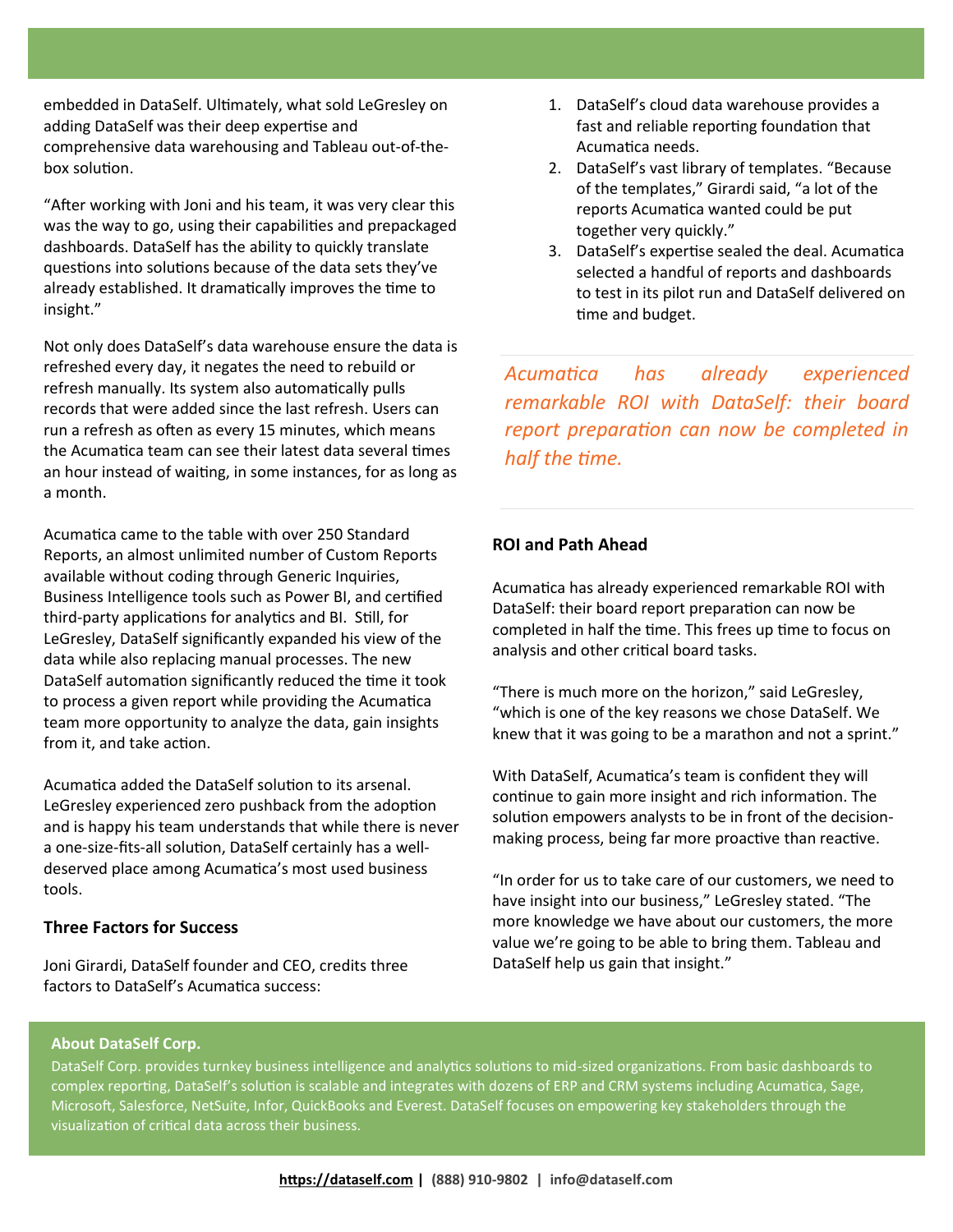embedded in DataSelf. Ultimately, what sold LeGresley on adding DataSelf was their deep expertise and comprehensive data warehousing and Tableau out-of-the-box solution.

"After working with Joni and his team, it was very clear this was the way to go, using their capabilities and prepackaged dashboards. DataSelf has the ability to quickly translate questions into solutions because of the data sets they've already established. It dramatically improves the time to insight."

Not only does DataSelf's data warehouse ensure the data is refreshed every day, it negates the need to rebuild or refresh manually. Its system also automatically pulls records that were added since the last refresh. Users can run a refresh as often as every 15 minutes, which means the Acumatica team can see their latest data several times an hour instead of waiting, in some instances, for as long as a month.

Acumatica came to the table with over 250 Standard Reports, an almost unlimited number of Custom Reports available without coding through Generic Inquiries, Business Intelligence tools such as Power BI, and certified third-party applications for analytics and BI. Still, for LeGresley, DataSelf significantly expanded his view of the data while also replacing manual processes. The new DataSelf automation significantly reduced the time it took to process a given report while providing the Acumatica team more opportunity to analyze the data, gain insights from it, and take action.

Acumatica added the DataSelf solution to its arsenal. LeGresley experienced zero pushback from the adoption and is happy his team understands that while there is never a one-size-fits-all solution, DataSelf certainly has a well-deserved place among Acumatica's most used business tools.

### Three Factors for Success

Joni Girardi, DataSelf founder and CEO, credits three factors to DataSelf's Acumatica success:

1. DataSelf's cloud data warehouse provides a fast and reliable reporting foundation that Acumatica needs.
2. DataSelf's vast library of templates. "Because of the templates," Girardi said, "a lot of the reports Acumatica wanted could be put together very quickly."
3. DataSelf's expertise sealed the deal. Acumatica selected a handful of reports and dashboards to test in its pilot run and DataSelf delivered on time and budget.

*Acumatica has already experienced remarkable ROI with DataSelf: their board report preparation can now be completed in half the time.*

### ROI and Path Ahead

Acumatica has already experienced remarkable ROI with DataSelf: their board report preparation can now be completed in half the time. This frees up time to focus on analysis and other critical board tasks.

"There is much more on the horizon," said LeGresley, "which is one of the key reasons we chose DataSelf. We knew that it was going to be a marathon and not a sprint."

With DataSelf, Acumatica's team is confident they will continue to gain more insight and rich information. The solution empowers analysts to be in front of the decision-making process, being far more proactive than reactive.

"In order for us to take care of our customers, we need to have insight into our business," LeGresley stated. "The more knowledge we have about our customers, the more value we're going to be able to bring them. Tableau and DataSelf help us gain that insight."

**About DataSelf Corp.**

DataSelf Corp. provides turnkey business intelligence and analytics solutions to mid-sized organizations. From basic dashboards to complex reporting, DataSelf's solution is scalable and integrates with dozens of ERP and CRM systems including Acumatica, Sage, Microsoft, Salesforce, NetSuite, Infor, QuickBooks and Everest. DataSelf focuses on empowering key stakeholders through the visualization of critical data across their business.

**https://dataself.com | (888) 910-9802 | info@dataself.com**